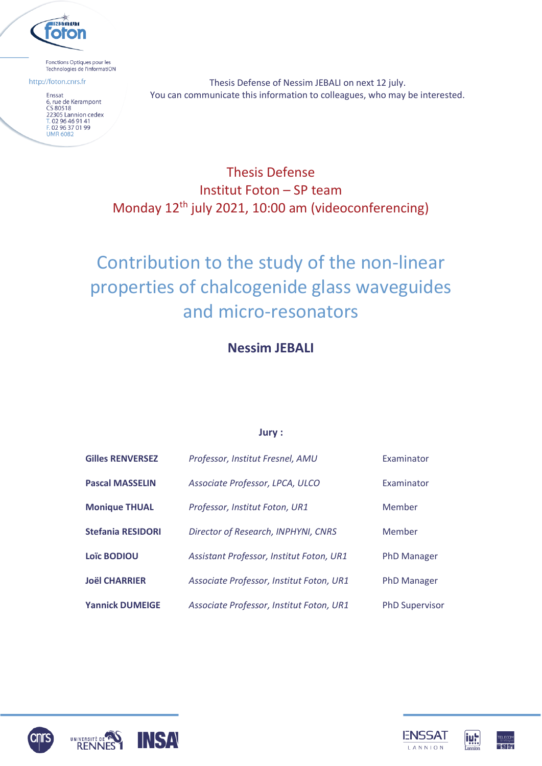Fonctions Optiques pour les Technologies de l'informatiON

http://foton.cnrs.fr

Enssat
6, rue de Kerampont
CS 80518
22305 Lannion cedex
T. 02 96 46 91 41
F. 02 96 37 01 99
UMR 6082

Thesis Defense of Nessim JEBALI on next 12 july.
You can communicate this information to colleagues, who may be interested.

Thesis Defense
Institut Foton – SP team
Monday 12th july 2021, 10:00 am (videoconferencing)

# Contribution to the study of the non-linear properties of chalcogenide glass waveguides and micro-resonators

## Nessim JEBALI

**Jury :**

| | | |
|---|---|---|
| **Gilles RENVERSEZ** | *Professor, Institut Fresnel, AMU* | Examinator |
| **Pascal MASSELIN** | *Associate Professor, LPCA, ULCO* | Examinator |
| **Monique THUAL** | *Professor, Institut Foton, UR1* | Member |
| **Stefania RESIDORI** | *Director of Research, INPHYNI, CNRS* | Member |
| **Loïc BODIOU** | *Assistant Professor, Institut Foton, UR1* | PhD Manager |
| **Joël CHARRIER** | *Associate Professor, Institut Foton, UR1* | PhD Manager |
| **Yannick DUMEIGE** | *Associate Professor, Institut Foton, UR1* | PhD Supervisor |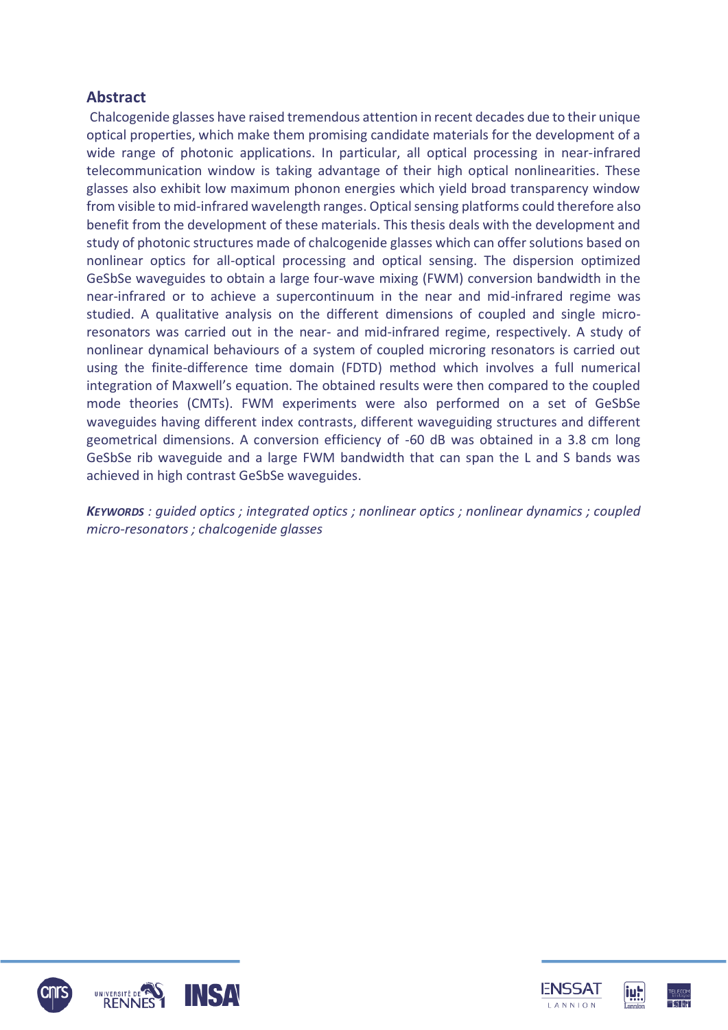## Abstract

Chalcogenide glasses have raised tremendous attention in recent decades due to their unique optical properties, which make them promising candidate materials for the development of a wide range of photonic applications. In particular, all optical processing in near-infrared telecommunication window is taking advantage of their high optical nonlinearities. These glasses also exhibit low maximum phonon energies which yield broad transparency window from visible to mid-infrared wavelength ranges. Optical sensing platforms could therefore also benefit from the development of these materials. This thesis deals with the development and study of photonic structures made of chalcogenide glasses which can offer solutions based on nonlinear optics for all-optical processing and optical sensing. The dispersion optimized GeSbSe waveguides to obtain a large four-wave mixing (FWM) conversion bandwidth in the near-infrared or to achieve a supercontinuum in the near and mid-infrared regime was studied. A qualitative analysis on the different dimensions of coupled and single micro-resonators was carried out in the near- and mid-infrared regime, respectively. A study of nonlinear dynamical behaviours of a system of coupled microring resonators is carried out using the finite-difference time domain (FDTD) method which involves a full numerical integration of Maxwell's equation. The obtained results were then compared to the coupled mode theories (CMTs). FWM experiments were also performed on a set of GeSbSe waveguides having different index contrasts, different waveguiding structures and different geometrical dimensions. A conversion efficiency of -60 dB was obtained in a 3.8 cm long GeSbSe rib waveguide and a large FWM bandwidth that can span the L and S bands was achieved in high contrast GeSbSe waveguides.

***Keywords** : guided optics ; integrated optics ; nonlinear optics ; nonlinear dynamics ; coupled micro-resonators ; chalcogenide glasses*